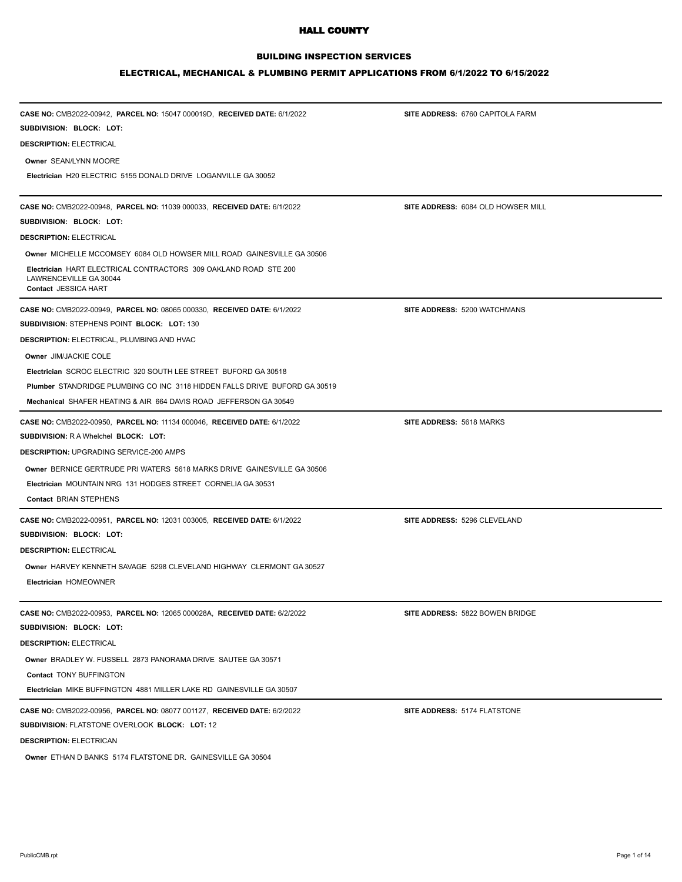# HALL COUNTY

## BUILDING INSPECTION SERVICES

### ELECTRICAL, MECHANICAL & PLUMBING PERMIT APPLICATIONS FROM 6/1/2022 TO 6/15/2022

---

**CASE NO:** CMB2022-00942, **PARCEL NO:** 15047 000019D, **RECEIVED DATE:** 6/1/2022 **SITE ADDRESS:** 6760 CAPITOLA FARM

**SUBDIVISION: BLOCK: LOT:**

**DESCRIPTION:** ELECTRICAL

**Owner** SEAN/LYNN MOORE

**Electrician** H20 ELECTRIC 5155 DONALD DRIVE LOGANVILLE GA 30052

---

**CASE NO:** CMB2022-00948, **PARCEL NO:** 11039 000033, **RECEIVED DATE:** 6/1/2022 **SITE ADDRESS:** 6084 OLD HOWSER MILL

**SUBDIVISION: BLOCK: LOT:**

**DESCRIPTION:** ELECTRICAL

**Owner** MICHELLE MCCOMSEY 6084 OLD HOWSER MILL ROAD GAINESVILLE GA 30506

**Electrician** HART ELECTRICAL CONTRACTORS 309 OAKLAND ROAD STE 200 LAWRENCEVILLE GA 30044

**Contact** JESSICA HART

---

**CASE NO:** CMB2022-00949, **PARCEL NO:** 08065 000330, **RECEIVED DATE:** 6/1/2022 **SITE ADDRESS:** 5200 WATCHMANS

**SUBDIVISION:** STEPHENS POINT **BLOCK: LOT:** 130

**DESCRIPTION:** ELECTRICAL, PLUMBING AND HVAC

**Owner** JIM/JACKIE COLE

**Electrician** SCROC ELECTRIC 320 SOUTH LEE STREET BUFORD GA 30518

**Plumber** STANDRIDGE PLUMBING CO INC 3118 HIDDEN FALLS DRIVE BUFORD GA 30519

**Mechanical** SHAFER HEATING & AIR 664 DAVIS ROAD JEFFERSON GA 30549

---

**CASE NO:** CMB2022-00950, **PARCEL NO:** 11134 000046, **RECEIVED DATE:** 6/1/2022 **SITE ADDRESS:** 5618 MARKS

**SUBDIVISION:** R A Whelchel **BLOCK: LOT:**

**DESCRIPTION:** UPGRADING SERVICE-200 AMPS

**Owner** BERNICE GERTRUDE PRI WATERS 5618 MARKS DRIVE GAINESVILLE GA 30506

**Electrician** MOUNTAIN NRG 131 HODGES STREET CORNELIA GA 30531

**Contact** BRIAN STEPHENS

---

**CASE NO:** CMB2022-00951, **PARCEL NO:** 12031 003005, **RECEIVED DATE:** 6/1/2022 **SITE ADDRESS:** 5296 CLEVELAND

**SUBDIVISION: BLOCK: LOT:**

**DESCRIPTION:** ELECTRICAL

**Owner** HARVEY KENNETH SAVAGE 5298 CLEVELAND HIGHWAY CLERMONT GA 30527

**Electrician** HOMEOWNER

---

**CASE NO:** CMB2022-00953, **PARCEL NO:** 12065 000028A, **RECEIVED DATE:** 6/2/2022 **SITE ADDRESS:** 5822 BOWEN BRIDGE

**SUBDIVISION: BLOCK: LOT:**

**DESCRIPTION:** ELECTRICAL

**Owner** BRADLEY W. FUSSELL 2873 PANORAMA DRIVE SAUTEE GA 30571

**Contact** TONY BUFFINGTON

**Electrician** MIKE BUFFINGTON 4881 MILLER LAKE RD GAINESVILLE GA 30507

---

**CASE NO:** CMB2022-00956, **PARCEL NO:** 08077 001127, **RECEIVED DATE:** 6/2/2022 **SITE ADDRESS:** 5174 FLATSTONE

**SUBDIVISION:** FLATSTONE OVERLOOK **BLOCK: LOT:** 12

**DESCRIPTION:** ELECTRICAN

**Owner** ETHAN D BANKS 5174 FLATSTONE DR. GAINESVILLE GA 30504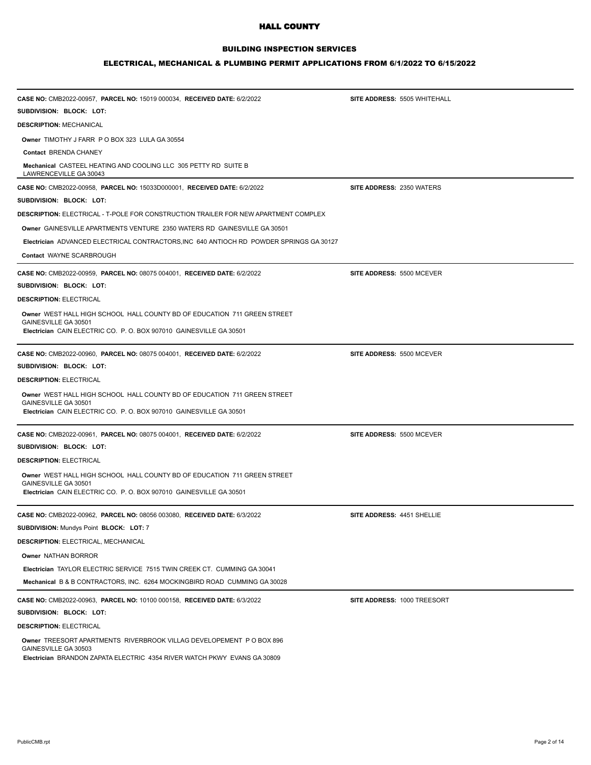# HALL COUNTY

## BUILDING INSPECTION SERVICES

### ELECTRICAL, MECHANICAL & PLUMBING PERMIT APPLICATIONS FROM 6/1/2022 TO 6/15/2022

---

**CASE NO:** CMB2022-00957, **PARCEL NO:** 15019 000034, **RECEIVED DATE:** 6/2/2022 **SITE ADDRESS:** 5505 WHITEHALL

**SUBDIVISION: BLOCK: LOT:**

**DESCRIPTION:** MECHANICAL

**Owner** TIMOTHY J FARR P O BOX 323 LULA GA 30554

**Contact** BRENDA CHANEY

**Mechanical** CASTEEL HEATING AND COOLING LLC 305 PETTY RD SUITE B LAWRENCEVILLE GA 30043

---

**CASE NO:** CMB2022-00958, **PARCEL NO:** 15033D000001, **RECEIVED DATE:** 6/2/2022 **SITE ADDRESS:** 2350 WATERS

**SUBDIVISION: BLOCK: LOT:**

**DESCRIPTION:** ELECTRICAL - T-POLE FOR CONSTRUCTION TRAILER FOR NEW APARTMENT COMPLEX

**Owner** GAINESVILLE APARTMENTS VENTURE 2350 WATERS RD GAINESVILLE GA 30501

**Electrician** ADVANCED ELECTRICAL CONTRACTORS,INC 640 ANTIOCH RD POWDER SPRINGS GA 30127

**Contact** WAYNE SCARBROUGH

---

**CASE NO:** CMB2022-00959, **PARCEL NO:** 08075 004001, **RECEIVED DATE:** 6/2/2022 **SITE ADDRESS:** 5500 MCEVER

**SUBDIVISION: BLOCK: LOT:**

**DESCRIPTION:** ELECTRICAL

**Owner** WEST HALL HIGH SCHOOL HALL COUNTY BD OF EDUCATION 711 GREEN STREET GAINESVILLE GA 30501

**Electrician** CAIN ELECTRIC CO. P. O. BOX 907010 GAINESVILLE GA 30501

---

**CASE NO:** CMB2022-00960, **PARCEL NO:** 08075 004001, **RECEIVED DATE:** 6/2/2022 **SITE ADDRESS:** 5500 MCEVER

**SUBDIVISION: BLOCK: LOT:**

**DESCRIPTION:** ELECTRICAL

**Owner** WEST HALL HIGH SCHOOL HALL COUNTY BD OF EDUCATION 711 GREEN STREET GAINESVILLE GA 30501

**Electrician** CAIN ELECTRIC CO. P. O. BOX 907010 GAINESVILLE GA 30501

---

**CASE NO:** CMB2022-00961, **PARCEL NO:** 08075 004001, **RECEIVED DATE:** 6/2/2022 **SITE ADDRESS:** 5500 MCEVER

**SUBDIVISION: BLOCK: LOT:**

**DESCRIPTION:** ELECTRICAL

**Owner** WEST HALL HIGH SCHOOL HALL COUNTY BD OF EDUCATION 711 GREEN STREET GAINESVILLE GA 30501

**Electrician** CAIN ELECTRIC CO. P. O. BOX 907010 GAINESVILLE GA 30501

---

**CASE NO:** CMB2022-00962, **PARCEL NO:** 08056 003080, **RECEIVED DATE:** 6/3/2022 **SITE ADDRESS:** 4451 SHELLIE

**SUBDIVISION:** Mundys Point **BLOCK: LOT:** 7

**DESCRIPTION:** ELECTRICAL, MECHANICAL

**Owner** NATHAN BORROR

**Electrician** TAYLOR ELECTRIC SERVICE 7515 TWIN CREEK CT. CUMMING GA 30041

**Mechanical** B & B CONTRACTORS, INC. 6264 MOCKINGBIRD ROAD CUMMING GA 30028

---

**CASE NO:** CMB2022-00963, **PARCEL NO:** 10100 000158, **RECEIVED DATE:** 6/3/2022 **SITE ADDRESS:** 1000 TREESORT

**SUBDIVISION: BLOCK: LOT:**

**DESCRIPTION:** ELECTRICAL

**Owner** TREESORT APARTMENTS RIVERBROOK VILLAG DEVELOPEMENT P O BOX 896 GAINESVILLE GA 30503

**Electrician** BRANDON ZAPATA ELECTRIC 4354 RIVER WATCH PKWY EVANS GA 30809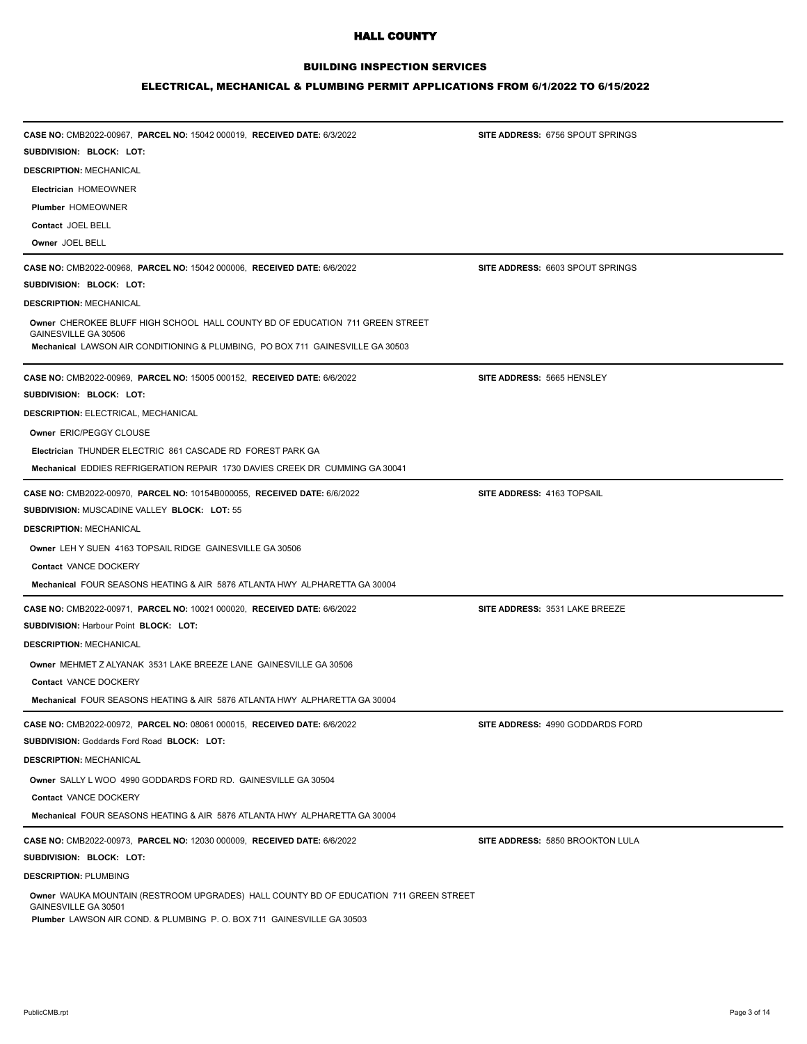# HALL COUNTY

## BUILDING INSPECTION SERVICES

### ELECTRICAL, MECHANICAL & PLUMBING PERMIT APPLICATIONS FROM 6/1/2022 TO 6/15/2022

---

**CASE NO:** CMB2022-00967, **PARCEL NO:** 15042 000019, **RECEIVED DATE:** 6/3/2022 **SITE ADDRESS:** 6756 SPOUT SPRINGS

**SUBDIVISION: BLOCK: LOT:**

**DESCRIPTION:** MECHANICAL

**Electrician** HOMEOWNER

**Plumber** HOMEOWNER

**Contact** JOEL BELL

**Owner** JOEL BELL

---

**CASE NO:** CMB2022-00968, **PARCEL NO:** 15042 000006, **RECEIVED DATE:** 6/6/2022 **SITE ADDRESS:** 6603 SPOUT SPRINGS

**SUBDIVISION: BLOCK: LOT:**

**DESCRIPTION:** MECHANICAL

**Owner** CHEROKEE BLUFF HIGH SCHOOL HALL COUNTY BD OF EDUCATION 711 GREEN STREET GAINESVILLE GA 30506

**Mechanical** LAWSON AIR CONDITIONING & PLUMBING, PO BOX 711 GAINESVILLE GA 30503

---

**CASE NO:** CMB2022-00969, **PARCEL NO:** 15005 000152, **RECEIVED DATE:** 6/6/2022 **SITE ADDRESS:** 5665 HENSLEY

**SUBDIVISION: BLOCK: LOT:**

**DESCRIPTION:** ELECTRICAL, MECHANICAL

**Owner** ERIC/PEGGY CLOUSE

**Electrician** THUNDER ELECTRIC 861 CASCADE RD FOREST PARK GA

**Mechanical** EDDIES REFRIGERATION REPAIR 1730 DAVIES CREEK DR CUMMING GA 30041

---

**CASE NO:** CMB2022-00970, **PARCEL NO:** 10154B000055, **RECEIVED DATE:** 6/6/2022 **SITE ADDRESS:** 4163 TOPSAIL

**SUBDIVISION:** MUSCADINE VALLEY **BLOCK: LOT:** 55

**DESCRIPTION:** MECHANICAL

**Owner** LEH Y SUEN 4163 TOPSAIL RIDGE GAINESVILLE GA 30506

**Contact** VANCE DOCKERY

**Mechanical** FOUR SEASONS HEATING & AIR 5876 ATLANTA HWY ALPHARETTA GA 30004

---

**CASE NO:** CMB2022-00971, **PARCEL NO:** 10021 000020, **RECEIVED DATE:** 6/6/2022 **SITE ADDRESS:** 3531 LAKE BREEZE

**SUBDIVISION:** Harbour Point **BLOCK: LOT:**

**DESCRIPTION:** MECHANICAL

**Owner** MEHMET Z ALYANAK 3531 LAKE BREEZE LANE GAINESVILLE GA 30506

**Contact** VANCE DOCKERY

**Mechanical** FOUR SEASONS HEATING & AIR 5876 ATLANTA HWY ALPHARETTA GA 30004

---

**CASE NO:** CMB2022-00972, **PARCEL NO:** 08061 000015, **RECEIVED DATE:** 6/6/2022 **SITE ADDRESS:** 4990 GODDARDS FORD

**SUBDIVISION:** Goddards Ford Road **BLOCK: LOT:**

**DESCRIPTION:** MECHANICAL

**Owner** SALLY L WOO 4990 GODDARDS FORD RD. GAINESVILLE GA 30504

**Contact** VANCE DOCKERY

**Mechanical** FOUR SEASONS HEATING & AIR 5876 ATLANTA HWY ALPHARETTA GA 30004

---

**CASE NO:** CMB2022-00973, **PARCEL NO:** 12030 000009, **RECEIVED DATE:** 6/6/2022 **SITE ADDRESS:** 5850 BROOKTON LULA

**SUBDIVISION: BLOCK: LOT:**

**DESCRIPTION:** PLUMBING

**Owner** WAUKA MOUNTAIN (RESTROOM UPGRADES) HALL COUNTY BD OF EDUCATION 711 GREEN STREET GAINESVILLE GA 30501

**Plumber** LAWSON AIR COND. & PLUMBING P. O. BOX 711 GAINESVILLE GA 30503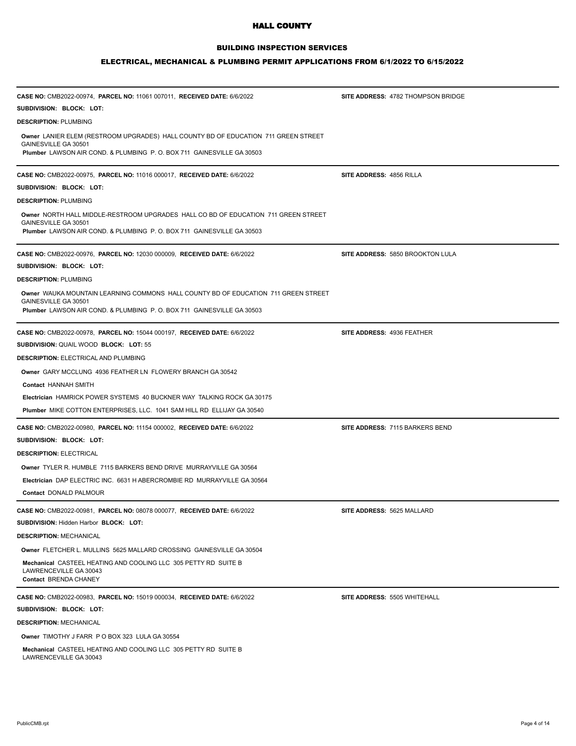# HALL COUNTY

## BUILDING INSPECTION SERVICES

### ELECTRICAL, MECHANICAL & PLUMBING PERMIT APPLICATIONS FROM 6/1/2022 TO 6/15/2022

---

**CASE NO:** CMB2022-00974, **PARCEL NO:** 11061 007011, **RECEIVED DATE:** 6/6/2022 **SITE ADDRESS:** 4782 THOMPSON BRIDGE

**SUBDIVISION: BLOCK: LOT:**

**DESCRIPTION:** PLUMBING

**Owner** LANIER ELEM (RESTROOM UPGRADES) HALL COUNTY BD OF EDUCATION 711 GREEN STREET GAINESVILLE GA 30501

**Plumber** LAWSON AIR COND. & PLUMBING P. O. BOX 711 GAINESVILLE GA 30503

---

**CASE NO:** CMB2022-00975, **PARCEL NO:** 11016 000017, **RECEIVED DATE:** 6/6/2022 **SITE ADDRESS:** 4856 RILLA

**SUBDIVISION: BLOCK: LOT:**

**DESCRIPTION:** PLUMBING

**Owner** NORTH HALL MIDDLE-RESTROOM UPGRADES HALL CO BD OF EDUCATION 711 GREEN STREET GAINESVILLE GA 30501

**Plumber** LAWSON AIR COND. & PLUMBING P. O. BOX 711 GAINESVILLE GA 30503

---

**CASE NO:** CMB2022-00976, **PARCEL NO:** 12030 000009, **RECEIVED DATE:** 6/6/2022 **SITE ADDRESS:** 5850 BROOKTON LULA

**SUBDIVISION: BLOCK: LOT:**

**DESCRIPTION:** PLUMBING

**Owner** WAUKA MOUNTAIN LEARNING COMMONS HALL COUNTY BD OF EDUCATION 711 GREEN STREET GAINESVILLE GA 30501

**Plumber** LAWSON AIR COND. & PLUMBING P. O. BOX 711 GAINESVILLE GA 30503

---

**CASE NO:** CMB2022-00978, **PARCEL NO:** 15044 000197, **RECEIVED DATE:** 6/6/2022 **SITE ADDRESS:** 4936 FEATHER

**SUBDIVISION:** QUAIL WOOD **BLOCK: LOT:** 55

**DESCRIPTION:** ELECTRICAL AND PLUMBING

**Owner** GARY MCCLUNG 4936 FEATHER LN FLOWERY BRANCH GA 30542

**Contact** HANNAH SMITH

**Electrician** HAMRICK POWER SYSTEMS 40 BUCKNER WAY TALKING ROCK GA 30175

**Plumber** MIKE COTTON ENTERPRISES, LLC. 1041 SAM HILL RD ELLIJAY GA 30540

---

**CASE NO:** CMB2022-00980, **PARCEL NO:** 11154 000002, **RECEIVED DATE:** 6/6/2022 **SITE ADDRESS:** 7115 BARKERS BEND

**SUBDIVISION: BLOCK: LOT:**

**DESCRIPTION:** ELECTRICAL

**Owner** TYLER R. HUMBLE 7115 BARKERS BEND DRIVE MURRAYVILLE GA 30564

**Electrician** DAP ELECTRIC INC. 6631 H ABERCROMBIE RD MURRAYVILLE GA 30564

**Contact** DONALD PALMOUR

---

**CASE NO:** CMB2022-00981, **PARCEL NO:** 08078 000077, **RECEIVED DATE:** 6/6/2022 **SITE ADDRESS:** 5625 MALLARD

**SUBDIVISION:** Hidden Harbor **BLOCK: LOT:**

**DESCRIPTION:** MECHANICAL

**Owner** FLETCHER L. MULLINS 5625 MALLARD CROSSING GAINESVILLE GA 30504

**Mechanical** CASTEEL HEATING AND COOLING LLC 305 PETTY RD SUITE B LAWRENCEVILLE GA 30043

**Contact** BRENDA CHANEY

---

**CASE NO:** CMB2022-00983, **PARCEL NO:** 15019 000034, **RECEIVED DATE:** 6/6/2022 **SITE ADDRESS:** 5505 WHITEHALL

**SUBDIVISION: BLOCK: LOT:**

**DESCRIPTION:** MECHANICAL

**Owner** TIMOTHY J FARR P O BOX 323 LULA GA 30554

**Mechanical** CASTEEL HEATING AND COOLING LLC 305 PETTY RD SUITE B LAWRENCEVILLE GA 30043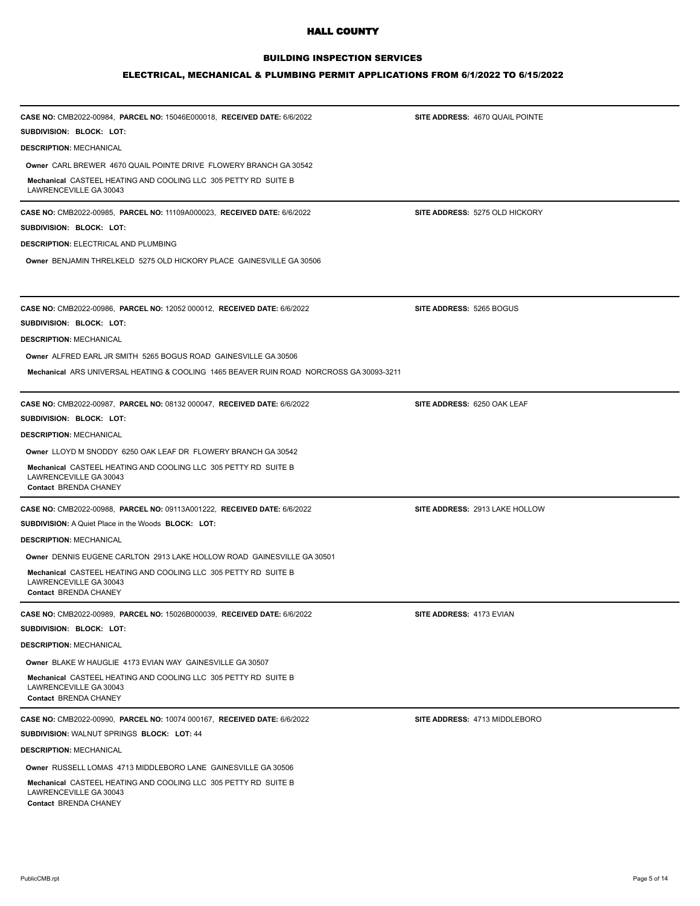# HALL COUNTY

## BUILDING INSPECTION SERVICES

### ELECTRICAL, MECHANICAL & PLUMBING PERMIT APPLICATIONS FROM 6/1/2022 TO 6/15/2022

---

**CASE NO:** CMB2022-00984, **PARCEL NO:** 15046E000018, **RECEIVED DATE:** 6/6/2022 **SITE ADDRESS:** 4670 QUAIL POINTE

**SUBDIVISION: BLOCK: LOT:**

**DESCRIPTION:** MECHANICAL

**Owner** CARL BREWER 4670 QUAIL POINTE DRIVE FLOWERY BRANCH GA 30542

**Mechanical** CASTEEL HEATING AND COOLING LLC 305 PETTY RD SUITE B LAWRENCEVILLE GA 30043

---

**CASE NO:** CMB2022-00985, **PARCEL NO:** 11109A000023, **RECEIVED DATE:** 6/6/2022 **SITE ADDRESS:** 5275 OLD HICKORY

**SUBDIVISION: BLOCK: LOT:**

**DESCRIPTION:** ELECTRICAL AND PLUMBING

**Owner** BENJAMIN THRELKELD 5275 OLD HICKORY PLACE GAINESVILLE GA 30506

---

**CASE NO:** CMB2022-00986, **PARCEL NO:** 12052 000012, **RECEIVED DATE:** 6/6/2022 **SITE ADDRESS:** 5265 BOGUS

**SUBDIVISION: BLOCK: LOT:**

**DESCRIPTION:** MECHANICAL

**Owner** ALFRED EARL JR SMITH 5265 BOGUS ROAD GAINESVILLE GA 30506

**Mechanical** ARS UNIVERSAL HEATING & COOLING 1465 BEAVER RUIN ROAD NORCROSS GA 30093-3211

---

**CASE NO:** CMB2022-00987, **PARCEL NO:** 08132 000047, **RECEIVED DATE:** 6/6/2022 **SITE ADDRESS:** 6250 OAK LEAF

**SUBDIVISION: BLOCK: LOT:**

**DESCRIPTION:** MECHANICAL

**Owner** LLOYD M SNODDY 6250 OAK LEAF DR FLOWERY BRANCH GA 30542

**Mechanical** CASTEEL HEATING AND COOLING LLC 305 PETTY RD SUITE B LAWRENCEVILLE GA 30043

**Contact** BRENDA CHANEY

---

**CASE NO:** CMB2022-00988, **PARCEL NO:** 09113A001222, **RECEIVED DATE:** 6/6/2022 **SITE ADDRESS:** 2913 LAKE HOLLOW

**SUBDIVISION:** A Quiet Place in the Woods **BLOCK: LOT:**

**DESCRIPTION:** MECHANICAL

**Owner** DENNIS EUGENE CARLTON 2913 LAKE HOLLOW ROAD GAINESVILLE GA 30501

**Mechanical** CASTEEL HEATING AND COOLING LLC 305 PETTY RD SUITE B LAWRENCEVILLE GA 30043

**Contact** BRENDA CHANEY

---

**CASE NO:** CMB2022-00989, **PARCEL NO:** 15026B000039, **RECEIVED DATE:** 6/6/2022 **SITE ADDRESS:** 4173 EVIAN

**SUBDIVISION: BLOCK: LOT:**

**DESCRIPTION:** MECHANICAL

**Owner** BLAKE W HAUGLIE 4173 EVIAN WAY GAINESVILLE GA 30507

**Mechanical** CASTEEL HEATING AND COOLING LLC 305 PETTY RD SUITE B LAWRENCEVILLE GA 30043

**Contact** BRENDA CHANEY

---

**CASE NO:** CMB2022-00990, **PARCEL NO:** 10074 000167, **RECEIVED DATE:** 6/6/2022 **SITE ADDRESS:** 4713 MIDDLEBORO

**SUBDIVISION:** WALNUT SPRINGS **BLOCK: LOT:** 44

**DESCRIPTION:** MECHANICAL

**Owner** RUSSELL LOMAS 4713 MIDDLEBORO LANE GAINESVILLE GA 30506

**Mechanical** CASTEEL HEATING AND COOLING LLC 305 PETTY RD SUITE B LAWRENCEVILLE GA 30043

**Contact** BRENDA CHANEY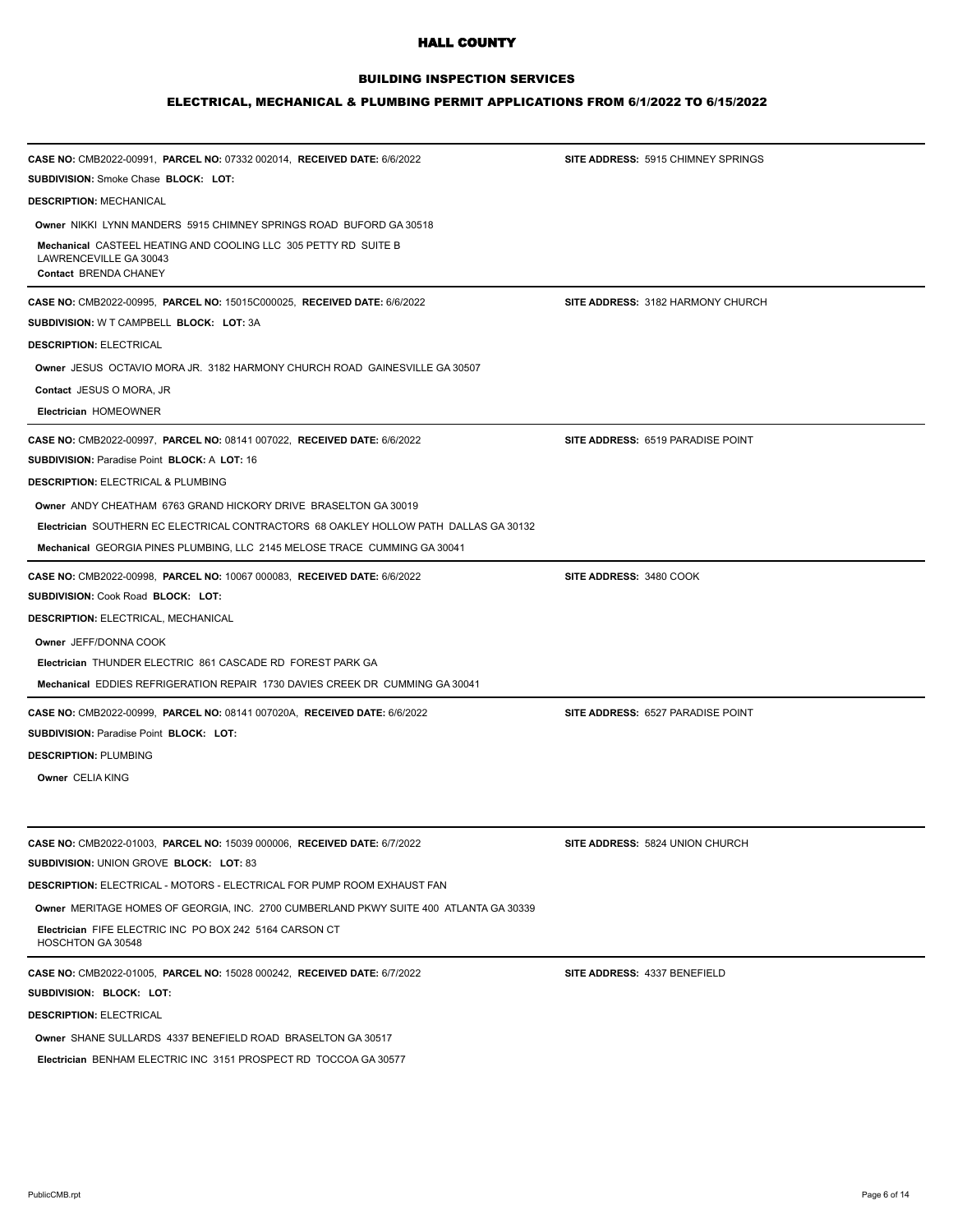# HALL COUNTY

## BUILDING INSPECTION SERVICES

### ELECTRICAL, MECHANICAL & PLUMBING PERMIT APPLICATIONS FROM 6/1/2022 TO 6/15/2022

---

**CASE NO:** CMB2022-00991, **PARCEL NO:** 07332 002014, **RECEIVED DATE:** 6/6/2022 **SITE ADDRESS:** 5915 CHIMNEY SPRINGS

**SUBDIVISION:** Smoke Chase **BLOCK: LOT:**

**DESCRIPTION:** MECHANICAL

**Owner** NIKKI LYNN MANDERS 5915 CHIMNEY SPRINGS ROAD BUFORD GA 30518

**Mechanical** CASTEEL HEATING AND COOLING LLC 305 PETTY RD SUITE B LAWRENCEVILLE GA 30043

**Contact** BRENDA CHANEY

---

**CASE NO:** CMB2022-00995, **PARCEL NO:** 15015C000025, **RECEIVED DATE:** 6/6/2022 **SITE ADDRESS:** 3182 HARMONY CHURCH

**SUBDIVISION:** W T CAMPBELL **BLOCK: LOT:** 3A

**DESCRIPTION:** ELECTRICAL

**Owner** JESUS OCTAVIO MORA JR. 3182 HARMONY CHURCH ROAD GAINESVILLE GA 30507

**Contact** JESUS O MORA, JR

**Electrician** HOMEOWNER

---

**CASE NO:** CMB2022-00997, **PARCEL NO:** 08141 007022, **RECEIVED DATE:** 6/6/2022 **SITE ADDRESS:** 6519 PARADISE POINT

**SUBDIVISION:** Paradise Point **BLOCK:** A **LOT:** 16

**DESCRIPTION:** ELECTRICAL & PLUMBING

**Owner** ANDY CHEATHAM 6763 GRAND HICKORY DRIVE BRASELTON GA 30019

**Electrician** SOUTHERN EC ELECTRICAL CONTRACTORS 68 OAKLEY HOLLOW PATH DALLAS GA 30132

**Mechanical** GEORGIA PINES PLUMBING, LLC 2145 MELOSE TRACE CUMMING GA 30041

---

**CASE NO:** CMB2022-00998, **PARCEL NO:** 10067 000083, **RECEIVED DATE:** 6/6/2022 **SITE ADDRESS:** 3480 COOK

**SUBDIVISION:** Cook Road **BLOCK: LOT:**

**DESCRIPTION:** ELECTRICAL, MECHANICAL

**Owner** JEFF/DONNA COOK

**Electrician** THUNDER ELECTRIC 861 CASCADE RD FOREST PARK GA

**Mechanical** EDDIES REFRIGERATION REPAIR 1730 DAVIES CREEK DR CUMMING GA 30041

---

**CASE NO:** CMB2022-00999, **PARCEL NO:** 08141 007020A, **RECEIVED DATE:** 6/6/2022 **SITE ADDRESS:** 6527 PARADISE POINT

**SUBDIVISION:** Paradise Point **BLOCK: LOT:**

**DESCRIPTION:** PLUMBING

**Owner** CELIA KING

---

**CASE NO:** CMB2022-01003, **PARCEL NO:** 15039 000006, **RECEIVED DATE:** 6/7/2022 **SITE ADDRESS:** 5824 UNION CHURCH

**SUBDIVISION:** UNION GROVE **BLOCK: LOT:** 83

**DESCRIPTION:** ELECTRICAL - MOTORS - ELECTRICAL FOR PUMP ROOM EXHAUST FAN

**Owner** MERITAGE HOMES OF GEORGIA, INC. 2700 CUMBERLAND PKWY SUITE 400 ATLANTA GA 30339

**Electrician** FIFE ELECTRIC INC PO BOX 242 5164 CARSON CT HOSCHTON GA 30548

---

**CASE NO:** CMB2022-01005, **PARCEL NO:** 15028 000242, **RECEIVED DATE:** 6/7/2022 **SITE ADDRESS:** 4337 BENEFIELD

**SUBDIVISION: BLOCK: LOT:**

**DESCRIPTION:** ELECTRICAL

**Owner** SHANE SULLARDS 4337 BENEFIELD ROAD BRASELTON GA 30517

**Electrician** BENHAM ELECTRIC INC 3151 PROSPECT RD TOCCOA GA 30577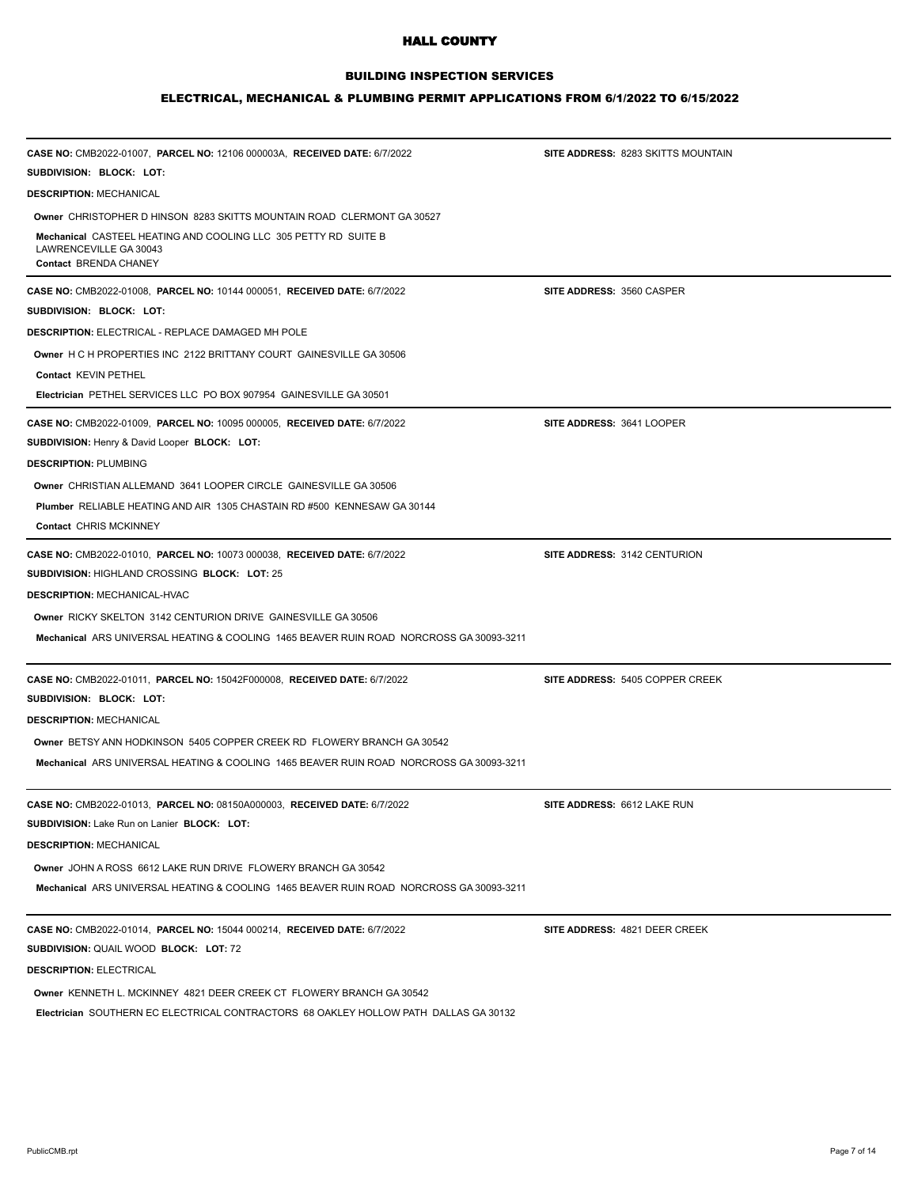# HALL COUNTY

## BUILDING INSPECTION SERVICES

### ELECTRICAL, MECHANICAL & PLUMBING PERMIT APPLICATIONS FROM 6/1/2022 TO 6/15/2022

---

**CASE NO:** CMB2022-01007, **PARCEL NO:** 12106 000003A, **RECEIVED DATE:** 6/7/2022 — **SITE ADDRESS:** 8283 SKITTS MOUNTAIN

**SUBDIVISION: BLOCK: LOT:**

**DESCRIPTION:** MECHANICAL

**Owner** CHRISTOPHER D HINSON 8283 SKITTS MOUNTAIN ROAD CLERMONT GA 30527

**Mechanical** CASTEEL HEATING AND COOLING LLC 305 PETTY RD SUITE B LAWRENCEVILLE GA 30043

**Contact** BRENDA CHANEY

---

**CASE NO:** CMB2022-01008, **PARCEL NO:** 10144 000051, **RECEIVED DATE:** 6/7/2022 — **SITE ADDRESS:** 3560 CASPER

**SUBDIVISION: BLOCK: LOT:**

**DESCRIPTION:** ELECTRICAL - REPLACE DAMAGED MH POLE

**Owner** H C H PROPERTIES INC 2122 BRITTANY COURT GAINESVILLE GA 30506

**Contact** KEVIN PETHEL

**Electrician** PETHEL SERVICES LLC PO BOX 907954 GAINESVILLE GA 30501

---

**CASE NO:** CMB2022-01009, **PARCEL NO:** 10095 000005, **RECEIVED DATE:** 6/7/2022 — **SITE ADDRESS:** 3641 LOOPER

**SUBDIVISION:** Henry & David Looper **BLOCK: LOT:**

**DESCRIPTION:** PLUMBING

**Owner** CHRISTIAN ALLEMAND 3641 LOOPER CIRCLE GAINESVILLE GA 30506

**Plumber** RELIABLE HEATING AND AIR 1305 CHASTAIN RD #500 KENNESAW GA 30144

**Contact** CHRIS MCKINNEY

---

**CASE NO:** CMB2022-01010, **PARCEL NO:** 10073 000038, **RECEIVED DATE:** 6/7/2022 — **SITE ADDRESS:** 3142 CENTURION

**SUBDIVISION:** HIGHLAND CROSSING **BLOCK: LOT:** 25

**DESCRIPTION:** MECHANICAL-HVAC

**Owner** RICKY SKELTON 3142 CENTURION DRIVE GAINESVILLE GA 30506

**Mechanical** ARS UNIVERSAL HEATING & COOLING 1465 BEAVER RUIN ROAD NORCROSS GA 30093-3211

---

**CASE NO:** CMB2022-01011, **PARCEL NO:** 15042F000008, **RECEIVED DATE:** 6/7/2022 — **SITE ADDRESS:** 5405 COPPER CREEK

**SUBDIVISION: BLOCK: LOT:**

**DESCRIPTION:** MECHANICAL

**Owner** BETSY ANN HODKINSON 5405 COPPER CREEK RD FLOWERY BRANCH GA 30542

**Mechanical** ARS UNIVERSAL HEATING & COOLING 1465 BEAVER RUIN ROAD NORCROSS GA 30093-3211

---

**CASE NO:** CMB2022-01013, **PARCEL NO:** 08150A000003, **RECEIVED DATE:** 6/7/2022 — **SITE ADDRESS:** 6612 LAKE RUN

**SUBDIVISION:** Lake Run on Lanier **BLOCK: LOT:**

**DESCRIPTION:** MECHANICAL

**Owner** JOHN A ROSS 6612 LAKE RUN DRIVE FLOWERY BRANCH GA 30542

**Mechanical** ARS UNIVERSAL HEATING & COOLING 1465 BEAVER RUIN ROAD NORCROSS GA 30093-3211

---

**CASE NO:** CMB2022-01014, **PARCEL NO:** 15044 000214, **RECEIVED DATE:** 6/7/2022 — **SITE ADDRESS:** 4821 DEER CREEK

**SUBDIVISION:** QUAIL WOOD **BLOCK: LOT:** 72

**DESCRIPTION:** ELECTRICAL

**Owner** KENNETH L. MCKINNEY 4821 DEER CREEK CT FLOWERY BRANCH GA 30542

**Electrician** SOUTHERN EC ELECTRICAL CONTRACTORS 68 OAKLEY HOLLOW PATH DALLAS GA 30132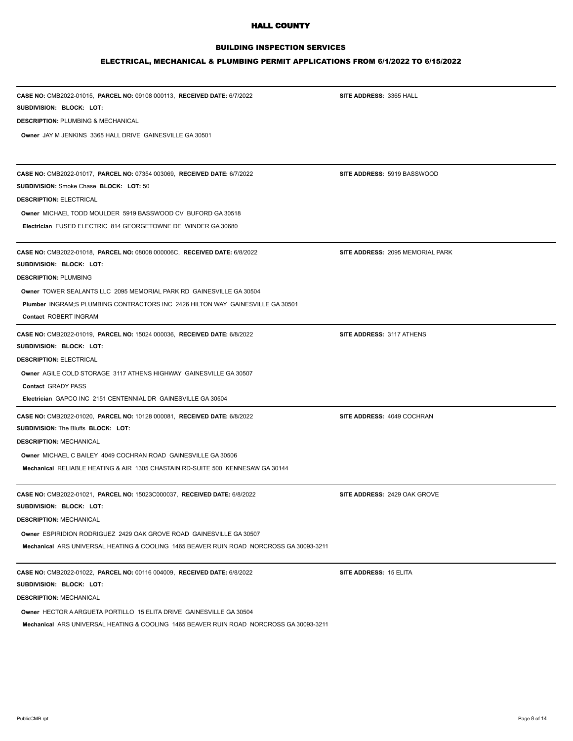# HALL COUNTY

## BUILDING INSPECTION SERVICES

### ELECTRICAL, MECHANICAL & PLUMBING PERMIT APPLICATIONS FROM 6/1/2022 TO 6/15/2022

---

**CASE NO:** CMB2022-01015, **PARCEL NO:** 09108 000113, **RECEIVED DATE:** 6/7/2022 **SITE ADDRESS:** 3365 HALL

**SUBDIVISION: BLOCK: LOT:**

**DESCRIPTION:** PLUMBING & MECHANICAL

**Owner** JAY M JENKINS 3365 HALL DRIVE GAINESVILLE GA 30501

---

**CASE NO:** CMB2022-01017, **PARCEL NO:** 07354 003069, **RECEIVED DATE:** 6/7/2022 **SITE ADDRESS:** 5919 BASSWOOD

**SUBDIVISION:** Smoke Chase **BLOCK: LOT:** 50

**DESCRIPTION:** ELECTRICAL

**Owner** MICHAEL TODD MOULDER 5919 BASSWOOD CV BUFORD GA 30518

**Electrician** FUSED ELECTRIC 814 GEORGETOWNE DE WINDER GA 30680

---

**CASE NO:** CMB2022-01018, **PARCEL NO:** 08008 000006C, **RECEIVED DATE:** 6/8/2022 **SITE ADDRESS:** 2095 MEMORIAL PARK

**SUBDIVISION: BLOCK: LOT:**

**DESCRIPTION:** PLUMBING

**Owner** TOWER SEALANTS LLC 2095 MEMORIAL PARK RD GAINESVILLE GA 30504

**Plumber** INGRAM;S PLUMBING CONTRACTORS INC 2426 HILTON WAY GAINESVILLE GA 30501

**Contact** ROBERT INGRAM

---

**CASE NO:** CMB2022-01019, **PARCEL NO:** 15024 000036, **RECEIVED DATE:** 6/8/2022 **SITE ADDRESS:** 3117 ATHENS

**SUBDIVISION: BLOCK: LOT:**

**DESCRIPTION:** ELECTRICAL

**Owner** AGILE COLD STORAGE 3117 ATHENS HIGHWAY GAINESVILLE GA 30507

**Contact** GRADY PASS

**Electrician** GAPCO INC 2151 CENTENNIAL DR GAINESVILLE GA 30504

---

**CASE NO:** CMB2022-01020, **PARCEL NO:** 10128 000081, **RECEIVED DATE:** 6/8/2022 **SITE ADDRESS:** 4049 COCHRAN

**SUBDIVISION:** The Bluffs **BLOCK: LOT:**

**DESCRIPTION:** MECHANICAL

**Owner** MICHAEL C BAILEY 4049 COCHRAN ROAD GAINESVILLE GA 30506

**Mechanical** RELIABLE HEATING & AIR 1305 CHASTAIN RD-SUITE 500 KENNESAW GA 30144

---

**CASE NO:** CMB2022-01021, **PARCEL NO:** 15023C000037, **RECEIVED DATE:** 6/8/2022 **SITE ADDRESS:** 2429 OAK GROVE

**SUBDIVISION: BLOCK: LOT:**

**DESCRIPTION:** MECHANICAL

**Owner** ESPIRIDION RODRIGUEZ 2429 OAK GROVE ROAD GAINESVILLE GA 30507

**Mechanical** ARS UNIVERSAL HEATING & COOLING 1465 BEAVER RUIN ROAD NORCROSS GA 30093-3211

---

**CASE NO:** CMB2022-01022, **PARCEL NO:** 00116 004009, **RECEIVED DATE:** 6/8/2022 **SITE ADDRESS:** 15 ELITA

**SUBDIVISION: BLOCK: LOT:**

**DESCRIPTION:** MECHANICAL

**Owner** HECTOR A ARGUETA PORTILLO 15 ELITA DRIVE GAINESVILLE GA 30504

**Mechanical** ARS UNIVERSAL HEATING & COOLING 1465 BEAVER RUIN ROAD NORCROSS GA 30093-3211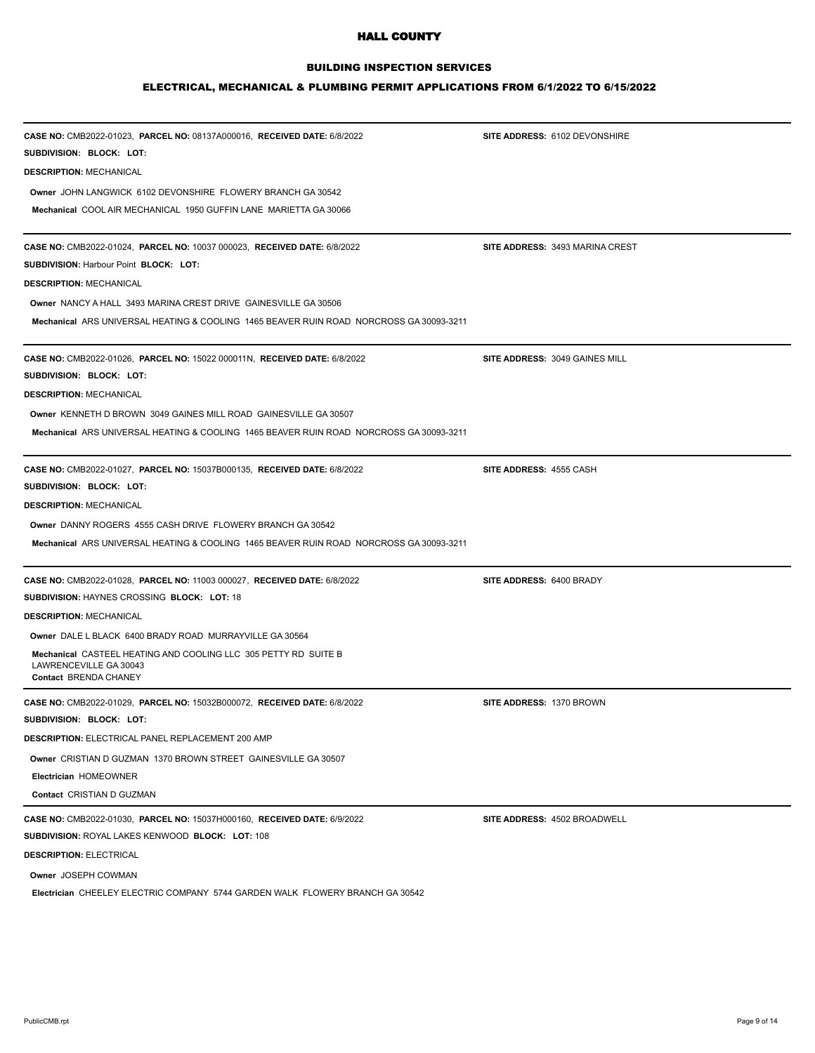# HALL COUNTY

## BUILDING INSPECTION SERVICES

### ELECTRICAL, MECHANICAL & PLUMBING PERMIT APPLICATIONS FROM 6/1/2022 TO 6/15/2022

---

**CASE NO:** CMB2022-01023, **PARCEL NO:** 08137A000016, **RECEIVED DATE:** 6/8/2022 **SITE ADDRESS:** 6102 DEVONSHIRE

**SUBDIVISION: BLOCK: LOT:**

**DESCRIPTION:** MECHANICAL

**Owner** JOHN LANGWICK 6102 DEVONSHIRE FLOWERY BRANCH GA 30542

**Mechanical** COOL AIR MECHANICAL 1950 GUFFIN LANE MARIETTA GA 30066

---

**CASE NO:** CMB2022-01024, **PARCEL NO:** 10037 000023, **RECEIVED DATE:** 6/8/2022 **SITE ADDRESS:** 3493 MARINA CREST

**SUBDIVISION:** Harbour Point **BLOCK: LOT:**

**DESCRIPTION:** MECHANICAL

**Owner** NANCY A HALL 3493 MARINA CREST DRIVE GAINESVILLE GA 30506

**Mechanical** ARS UNIVERSAL HEATING & COOLING 1465 BEAVER RUIN ROAD NORCROSS GA 30093-3211

---

**CASE NO:** CMB2022-01026, **PARCEL NO:** 15022 000011N, **RECEIVED DATE:** 6/8/2022 **SITE ADDRESS:** 3049 GAINES MILL

**SUBDIVISION: BLOCK: LOT:**

**DESCRIPTION:** MECHANICAL

**Owner** KENNETH D BROWN 3049 GAINES MILL ROAD GAINESVILLE GA 30507

**Mechanical** ARS UNIVERSAL HEATING & COOLING 1465 BEAVER RUIN ROAD NORCROSS GA 30093-3211

---

**CASE NO:** CMB2022-01027, **PARCEL NO:** 15037B000135, **RECEIVED DATE:** 6/8/2022 **SITE ADDRESS:** 4555 CASH

**SUBDIVISION: BLOCK: LOT:**

**DESCRIPTION:** MECHANICAL

**Owner** DANNY ROGERS 4555 CASH DRIVE FLOWERY BRANCH GA 30542

**Mechanical** ARS UNIVERSAL HEATING & COOLING 1465 BEAVER RUIN ROAD NORCROSS GA 30093-3211

---

**CASE NO:** CMB2022-01028, **PARCEL NO:** 11003 000027, **RECEIVED DATE:** 6/8/2022 **SITE ADDRESS:** 6400 BRADY

**SUBDIVISION:** HAYNES CROSSING **BLOCK: LOT:** 18

**DESCRIPTION:** MECHANICAL

**Owner** DALE L BLACK 6400 BRADY ROAD MURRAYVILLE GA 30564

**Mechanical** CASTEEL HEATING AND COOLING LLC 305 PETTY RD SUITE B LAWRENCEVILLE GA 30043

**Contact** BRENDA CHANEY

---

**CASE NO:** CMB2022-01029, **PARCEL NO:** 15032B000072, **RECEIVED DATE:** 6/8/2022 **SITE ADDRESS:** 1370 BROWN

**SUBDIVISION: BLOCK: LOT:**

**DESCRIPTION:** ELECTRICAL PANEL REPLACEMENT 200 AMP

**Owner** CRISTIAN D GUZMAN 1370 BROWN STREET GAINESVILLE GA 30507

**Electrician** HOMEOWNER

**Contact** CRISTIAN D GUZMAN

---

**CASE NO:** CMB2022-01030, **PARCEL NO:** 15037H000160, **RECEIVED DATE:** 6/9/2022 **SITE ADDRESS:** 4502 BROADWELL

**SUBDIVISION:** ROYAL LAKES KENWOOD **BLOCK: LOT:** 108

**DESCRIPTION:** ELECTRICAL

**Owner** JOSEPH COWMAN

**Electrician** CHEELEY ELECTRIC COMPANY 5744 GARDEN WALK FLOWERY BRANCH GA 30542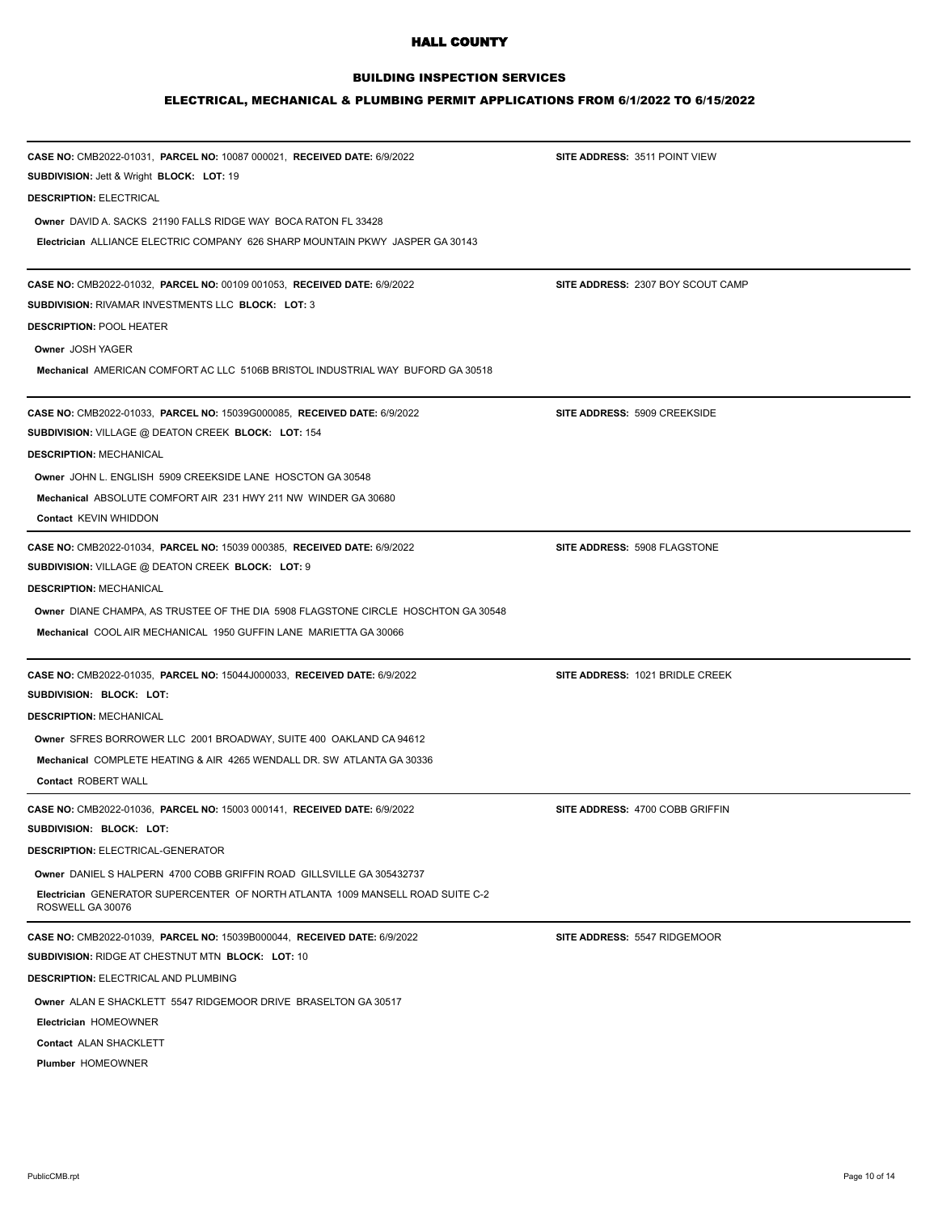# HALL COUNTY

## BUILDING INSPECTION SERVICES

### ELECTRICAL, MECHANICAL & PLUMBING PERMIT APPLICATIONS FROM 6/1/2022 TO 6/15/2022

---

**CASE NO:** CMB2022-01031, **PARCEL NO:** 10087 000021, **RECEIVED DATE:** 6/9/2022 **SITE ADDRESS:** 3511 POINT VIEW

**SUBDIVISION:** Jett & Wright **BLOCK:** **LOT:** 19

**DESCRIPTION:** ELECTRICAL

**Owner** DAVID A. SACKS 21190 FALLS RIDGE WAY BOCA RATON FL 33428

**Electrician** ALLIANCE ELECTRIC COMPANY 626 SHARP MOUNTAIN PKWY JASPER GA 30143

---

**CASE NO:** CMB2022-01032, **PARCEL NO:** 00109 001053, **RECEIVED DATE:** 6/9/2022 **SITE ADDRESS:** 2307 BOY SCOUT CAMP

**SUBDIVISION:** RIVAMAR INVESTMENTS LLC **BLOCK:** **LOT:** 3

**DESCRIPTION:** POOL HEATER

**Owner** JOSH YAGER

**Mechanical** AMERICAN COMFORT AC LLC 5106B BRISTOL INDUSTRIAL WAY BUFORD GA 30518

---

**CASE NO:** CMB2022-01033, **PARCEL NO:** 15039G000085, **RECEIVED DATE:** 6/9/2022 **SITE ADDRESS:** 5909 CREEKSIDE

**SUBDIVISION:** VILLAGE @ DEATON CREEK **BLOCK:** **LOT:** 154

**DESCRIPTION:** MECHANICAL

**Owner** JOHN L. ENGLISH 5909 CREEKSIDE LANE HOSCTON GA 30548

**Mechanical** ABSOLUTE COMFORT AIR 231 HWY 211 NW WINDER GA 30680

**Contact** KEVIN WHIDDON

---

**CASE NO:** CMB2022-01034, **PARCEL NO:** 15039 000385, **RECEIVED DATE:** 6/9/2022 **SITE ADDRESS:** 5908 FLAGSTONE

**SUBDIVISION:** VILLAGE @ DEATON CREEK **BLOCK:** **LOT:** 9

**DESCRIPTION:** MECHANICAL

**Owner** DIANE CHAMPA, AS TRUSTEE OF THE DIA 5908 FLAGSTONE CIRCLE HOSCHTON GA 30548

**Mechanical** COOL AIR MECHANICAL 1950 GUFFIN LANE MARIETTA GA 30066

---

**CASE NO:** CMB2022-01035, **PARCEL NO:** 15044J000033, **RECEIVED DATE:** 6/9/2022 **SITE ADDRESS:** 1021 BRIDLE CREEK

**SUBDIVISION:** **BLOCK:** **LOT:**

**DESCRIPTION:** MECHANICAL

**Owner** SFRES BORROWER LLC 2001 BROADWAY, SUITE 400 OAKLAND CA 94612

**Mechanical** COMPLETE HEATING & AIR 4265 WENDALL DR. SW ATLANTA GA 30336

**Contact** ROBERT WALL

---

**CASE NO:** CMB2022-01036, **PARCEL NO:** 15003 000141, **RECEIVED DATE:** 6/9/2022 **SITE ADDRESS:** 4700 COBB GRIFFIN

**SUBDIVISION:** **BLOCK:** **LOT:**

**DESCRIPTION:** ELECTRICAL-GENERATOR

**Owner** DANIEL S HALPERN 4700 COBB GRIFFIN ROAD GILLSVILLE GA 305432737

**Electrician** GENERATOR SUPERCENTER OF NORTH ATLANTA 1009 MANSELL ROAD SUITE C-2 ROSWELL GA 30076

---

**CASE NO:** CMB2022-01039, **PARCEL NO:** 15039B000044, **RECEIVED DATE:** 6/9/2022 **SITE ADDRESS:** 5547 RIDGEMOOR

**SUBDIVISION:** RIDGE AT CHESTNUT MTN **BLOCK:** **LOT:** 10

**DESCRIPTION:** ELECTRICAL AND PLUMBING

**Owner** ALAN E SHACKLETT 5547 RIDGEMOOR DRIVE BRASELTON GA 30517

**Electrician** HOMEOWNER

**Contact** ALAN SHACKLETT

**Plumber** HOMEOWNER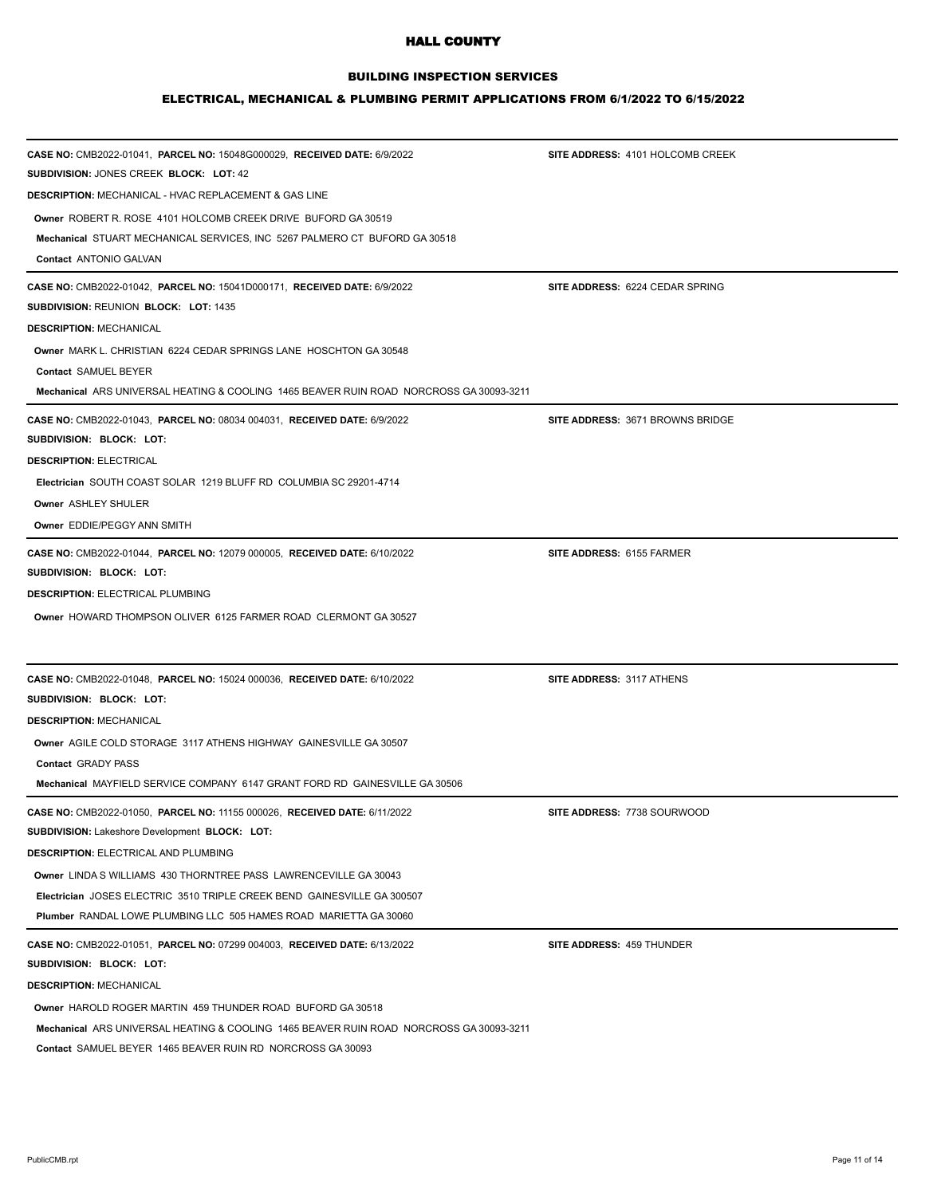# HALL COUNTY

## BUILDING INSPECTION SERVICES

## ELECTRICAL, MECHANICAL & PLUMBING PERMIT APPLICATIONS FROM 6/1/2022 TO 6/15/2022

---

**CASE NO:** CMB2022-01041, **PARCEL NO:** 15048G000029, **RECEIVED DATE:** 6/9/2022 **SITE ADDRESS:** 4101 HOLCOMB CREEK

**SUBDIVISION:** JONES CREEK **BLOCK:** **LOT:** 42

**DESCRIPTION:** MECHANICAL - HVAC REPLACEMENT & GAS LINE

**Owner** ROBERT R. ROSE 4101 HOLCOMB CREEK DRIVE BUFORD GA 30519

**Mechanical** STUART MECHANICAL SERVICES, INC 5267 PALMERO CT BUFORD GA 30518

**Contact** ANTONIO GALVAN

---

**CASE NO:** CMB2022-01042, **PARCEL NO:** 15041D000171, **RECEIVED DATE:** 6/9/2022 **SITE ADDRESS:** 6224 CEDAR SPRING

**SUBDIVISION:** REUNION **BLOCK:** **LOT:** 1435

**DESCRIPTION:** MECHANICAL

**Owner** MARK L. CHRISTIAN 6224 CEDAR SPRINGS LANE HOSCHTON GA 30548

**Contact** SAMUEL BEYER

**Mechanical** ARS UNIVERSAL HEATING & COOLING 1465 BEAVER RUIN ROAD NORCROSS GA 30093-3211

---

**CASE NO:** CMB2022-01043, **PARCEL NO:** 08034 004031, **RECEIVED DATE:** 6/9/2022 **SITE ADDRESS:** 3671 BROWNS BRIDGE

**SUBDIVISION:** **BLOCK:** **LOT:**

**DESCRIPTION:** ELECTRICAL

**Electrician** SOUTH COAST SOLAR 1219 BLUFF RD COLUMBIA SC 29201-4714

**Owner** ASHLEY SHULER

**Owner** EDDIE/PEGGY ANN SMITH

---

**CASE NO:** CMB2022-01044, **PARCEL NO:** 12079 000005, **RECEIVED DATE:** 6/10/2022 **SITE ADDRESS:** 6155 FARMER

**SUBDIVISION:** **BLOCK:** **LOT:**

**DESCRIPTION:** ELECTRICAL PLUMBING

**Owner** HOWARD THOMPSON OLIVER 6125 FARMER ROAD CLERMONT GA 30527

---

**CASE NO:** CMB2022-01048, **PARCEL NO:** 15024 000036, **RECEIVED DATE:** 6/10/2022 **SITE ADDRESS:** 3117 ATHENS

**SUBDIVISION:** **BLOCK:** **LOT:**

**DESCRIPTION:** MECHANICAL

**Owner** AGILE COLD STORAGE 3117 ATHENS HIGHWAY GAINESVILLE GA 30507

**Contact** GRADY PASS

**Mechanical** MAYFIELD SERVICE COMPANY 6147 GRANT FORD RD GAINESVILLE GA 30506

---

**CASE NO:** CMB2022-01050, **PARCEL NO:** 11155 000026, **RECEIVED DATE:** 6/11/2022 **SITE ADDRESS:** 7738 SOURWOOD

**SUBDIVISION:** Lakeshore Development **BLOCK:** **LOT:**

**DESCRIPTION:** ELECTRICAL AND PLUMBING

**Owner** LINDA S WILLIAMS 430 THORNTREE PASS LAWRENCEVILLE GA 30043

**Electrician** JOSES ELECTRIC 3510 TRIPLE CREEK BEND GAINESVILLE GA 300507

**Plumber** RANDAL LOWE PLUMBING LLC 505 HAMES ROAD MARIETTA GA 30060

---

**CASE NO:** CMB2022-01051, **PARCEL NO:** 07299 004003, **RECEIVED DATE:** 6/13/2022 **SITE ADDRESS:** 459 THUNDER

**SUBDIVISION:** **BLOCK:** **LOT:**

**DESCRIPTION:** MECHANICAL

**Owner** HAROLD ROGER MARTIN 459 THUNDER ROAD BUFORD GA 30518

**Mechanical** ARS UNIVERSAL HEATING & COOLING 1465 BEAVER RUIN ROAD NORCROSS GA 30093-3211

**Contact** SAMUEL BEYER 1465 BEAVER RUIN RD NORCROSS GA 30093

PublicCMB.rpt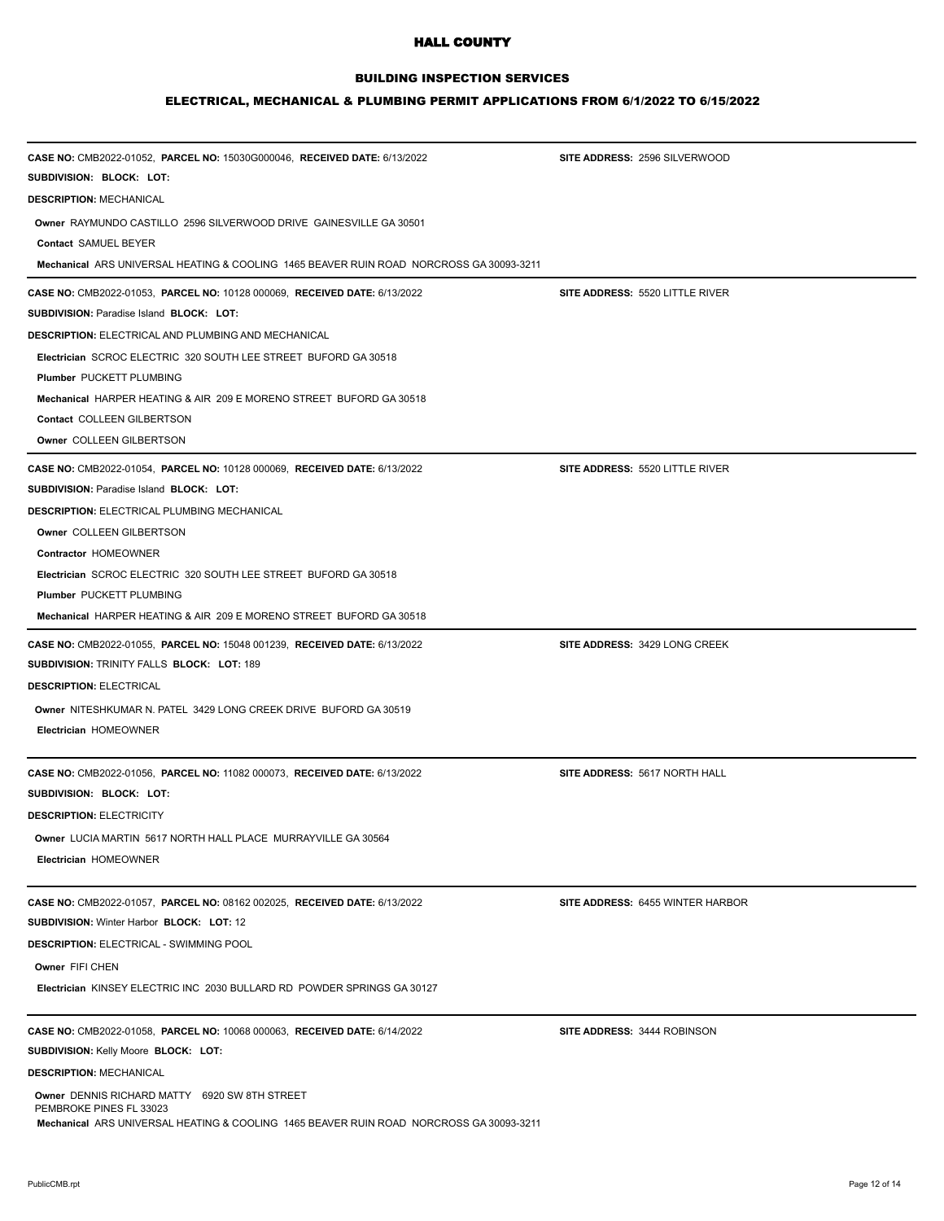# HALL COUNTY

## BUILDING INSPECTION SERVICES

### ELECTRICAL, MECHANICAL & PLUMBING PERMIT APPLICATIONS FROM 6/1/2022 TO 6/15/2022

---

**CASE NO:** CMB2022-01052, **PARCEL NO:** 15030G000046, **RECEIVED DATE:** 6/13/2022 **SITE ADDRESS:** 2596 SILVERWOOD

**SUBDIVISION: BLOCK: LOT:**

**DESCRIPTION:** MECHANICAL

**Owner** RAYMUNDO CASTILLO 2596 SILVERWOOD DRIVE GAINESVILLE GA 30501

**Contact** SAMUEL BEYER

**Mechanical** ARS UNIVERSAL HEATING & COOLING 1465 BEAVER RUIN ROAD NORCROSS GA 30093-3211

---

**CASE NO:** CMB2022-01053, **PARCEL NO:** 10128 000069, **RECEIVED DATE:** 6/13/2022 **SITE ADDRESS:** 5520 LITTLE RIVER

**SUBDIVISION:** Paradise Island **BLOCK: LOT:**

**DESCRIPTION:** ELECTRICAL AND PLUMBING AND MECHANICAL

**Electrician** SCROC ELECTRIC 320 SOUTH LEE STREET BUFORD GA 30518

**Plumber** PUCKETT PLUMBING

**Mechanical** HARPER HEATING & AIR 209 E MORENO STREET BUFORD GA 30518

**Contact** COLLEEN GILBERTSON

**Owner** COLLEEN GILBERTSON

---

**CASE NO:** CMB2022-01054, **PARCEL NO:** 10128 000069, **RECEIVED DATE:** 6/13/2022 **SITE ADDRESS:** 5520 LITTLE RIVER

**SUBDIVISION:** Paradise Island **BLOCK: LOT:**

**DESCRIPTION:** ELECTRICAL PLUMBING MECHANICAL

**Owner** COLLEEN GILBERTSON

**Contractor** HOMEOWNER

**Electrician** SCROC ELECTRIC 320 SOUTH LEE STREET BUFORD GA 30518

**Plumber** PUCKETT PLUMBING

**Mechanical** HARPER HEATING & AIR 209 E MORENO STREET BUFORD GA 30518

---

**CASE NO:** CMB2022-01055, **PARCEL NO:** 15048 001239, **RECEIVED DATE:** 6/13/2022 **SITE ADDRESS:** 3429 LONG CREEK

**SUBDIVISION:** TRINITY FALLS **BLOCK: LOT:** 189

**DESCRIPTION:** ELECTRICAL

**Owner** NITESHKUMAR N. PATEL 3429 LONG CREEK DRIVE BUFORD GA 30519

**Electrician** HOMEOWNER

---

**CASE NO:** CMB2022-01056, **PARCEL NO:** 11082 000073, **RECEIVED DATE:** 6/13/2022 **SITE ADDRESS:** 5617 NORTH HALL

**SUBDIVISION: BLOCK: LOT:**

**DESCRIPTION:** ELECTRICITY

**Owner** LUCIA MARTIN 5617 NORTH HALL PLACE MURRAYVILLE GA 30564

**Electrician** HOMEOWNER

---

**CASE NO:** CMB2022-01057, **PARCEL NO:** 08162 002025, **RECEIVED DATE:** 6/13/2022 **SITE ADDRESS:** 6455 WINTER HARBOR

**SUBDIVISION:** Winter Harbor **BLOCK: LOT:** 12

**DESCRIPTION:** ELECTRICAL - SWIMMING POOL

**Owner** FIFI CHEN

**Electrician** KINSEY ELECTRIC INC 2030 BULLARD RD POWDER SPRINGS GA 30127

---

**CASE NO:** CMB2022-01058, **PARCEL NO:** 10068 000063, **RECEIVED DATE:** 6/14/2022 **SITE ADDRESS:** 3444 ROBINSON

**SUBDIVISION:** Kelly Moore **BLOCK: LOT:**

**DESCRIPTION:** MECHANICAL

**Owner** DENNIS RICHARD MATTY 6920 SW 8TH STREET PEMBROKE PINES FL 33023

**Mechanical** ARS UNIVERSAL HEATING & COOLING 1465 BEAVER RUIN ROAD NORCROSS GA 30093-3211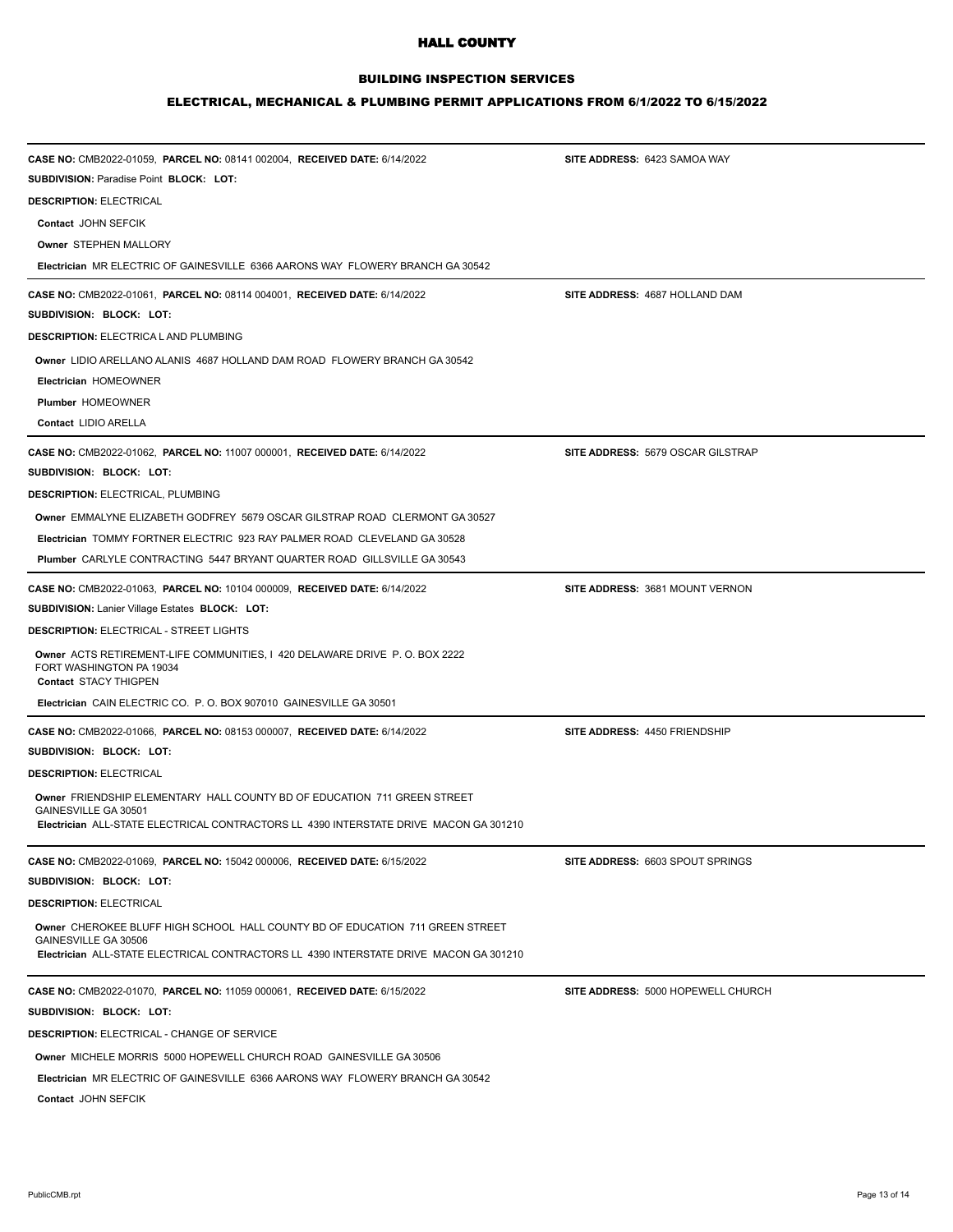# HALL COUNTY

## BUILDING INSPECTION SERVICES

### ELECTRICAL, MECHANICAL & PLUMBING PERMIT APPLICATIONS FROM 6/1/2022 TO 6/15/2022

---

**CASE NO:** CMB2022-01059, **PARCEL NO:** 08141 002004, **RECEIVED DATE:** 6/14/2022 **SITE ADDRESS:** 6423 SAMOA WAY

**SUBDIVISION:** Paradise Point **BLOCK: LOT:**

**DESCRIPTION:** ELECTRICAL

**Contact** JOHN SEFCIK

**Owner** STEPHEN MALLORY

**Electrician** MR ELECTRIC OF GAINESVILLE 6366 AARONS WAY FLOWERY BRANCH GA 30542

---

**CASE NO:** CMB2022-01061, **PARCEL NO:** 08114 004001, **RECEIVED DATE:** 6/14/2022 **SITE ADDRESS:** 4687 HOLLAND DAM

**SUBDIVISION: BLOCK: LOT:**

**DESCRIPTION:** ELECTRICA L AND PLUMBING

**Owner** LIDIO ARELLANO ALANIS 4687 HOLLAND DAM ROAD FLOWERY BRANCH GA 30542

**Electrician** HOMEOWNER

**Plumber** HOMEOWNER

**Contact** LIDIO ARELLA

---

**CASE NO:** CMB2022-01062, **PARCEL NO:** 11007 000001, **RECEIVED DATE:** 6/14/2022 **SITE ADDRESS:** 5679 OSCAR GILSTRAP

**SUBDIVISION: BLOCK: LOT:**

**DESCRIPTION:** ELECTRICAL, PLUMBING

**Owner** EMMALYNE ELIZABETH GODFREY 5679 OSCAR GILSTRAP ROAD CLERMONT GA 30527

**Electrician** TOMMY FORTNER ELECTRIC 923 RAY PALMER ROAD CLEVELAND GA 30528

**Plumber** CARLYLE CONTRACTING 5447 BRYANT QUARTER ROAD GILLSVILLE GA 30543

---

**CASE NO:** CMB2022-01063, **PARCEL NO:** 10104 000009, **RECEIVED DATE:** 6/14/2022 **SITE ADDRESS:** 3681 MOUNT VERNON

**SUBDIVISION:** Lanier Village Estates **BLOCK: LOT:**

**DESCRIPTION:** ELECTRICAL - STREET LIGHTS

**Owner** ACTS RETIREMENT-LIFE COMMUNITIES, I 420 DELAWARE DRIVE P. O. BOX 2222 FORT WASHINGTON PA 19034

**Contact** STACY THIGPEN

**Electrician** CAIN ELECTRIC CO. P. O. BOX 907010 GAINESVILLE GA 30501

---

**CASE NO:** CMB2022-01066, **PARCEL NO:** 08153 000007, **RECEIVED DATE:** 6/14/2022 **SITE ADDRESS:** 4450 FRIENDSHIP

**SUBDIVISION: BLOCK: LOT:**

**DESCRIPTION:** ELECTRICAL

**Owner** FRIENDSHIP ELEMENTARY HALL COUNTY BD OF EDUCATION 711 GREEN STREET GAINESVILLE GA 30501

**Electrician** ALL-STATE ELECTRICAL CONTRACTORS LL 4390 INTERSTATE DRIVE MACON GA 301210

---

**CASE NO:** CMB2022-01069, **PARCEL NO:** 15042 000006, **RECEIVED DATE:** 6/15/2022 **SITE ADDRESS:** 6603 SPOUT SPRINGS

**SUBDIVISION: BLOCK: LOT:**

**DESCRIPTION:** ELECTRICAL

**Owner** CHEROKEE BLUFF HIGH SCHOOL HALL COUNTY BD OF EDUCATION 711 GREEN STREET GAINESVILLE GA 30506

**Electrician** ALL-STATE ELECTRICAL CONTRACTORS LL 4390 INTERSTATE DRIVE MACON GA 301210

---

**CASE NO:** CMB2022-01070, **PARCEL NO:** 11059 000061, **RECEIVED DATE:** 6/15/2022 **SITE ADDRESS:** 5000 HOPEWELL CHURCH

**SUBDIVISION: BLOCK: LOT:**

**DESCRIPTION:** ELECTRICAL - CHANGE OF SERVICE

**Owner** MICHELE MORRIS 5000 HOPEWELL CHURCH ROAD GAINESVILLE GA 30506

**Electrician** MR ELECTRIC OF GAINESVILLE 6366 AARONS WAY FLOWERY BRANCH GA 30542

**Contact** JOHN SEFCIK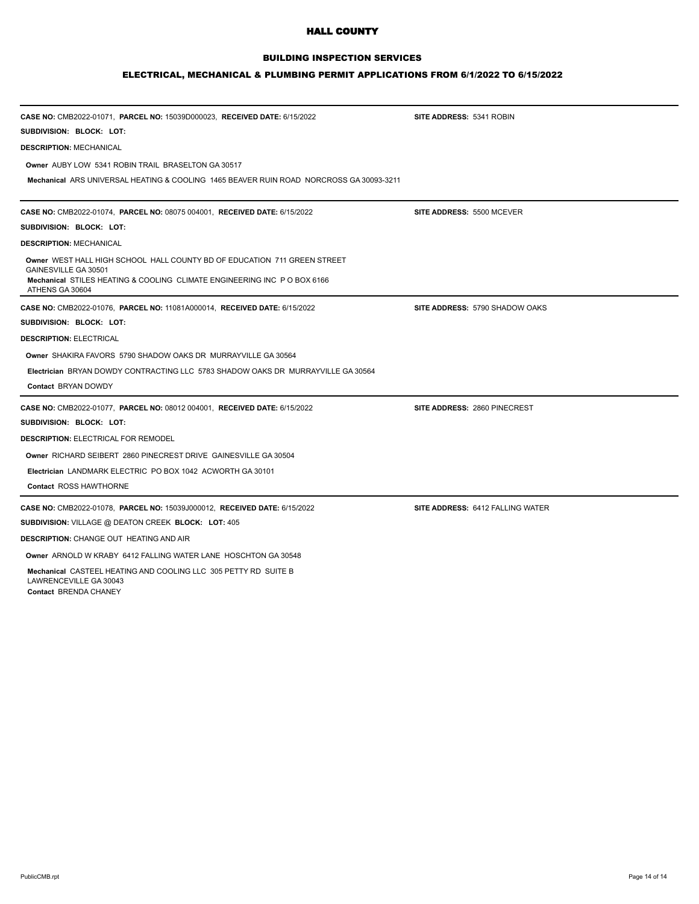# HALL COUNTY

## BUILDING INSPECTION SERVICES

### ELECTRICAL, MECHANICAL & PLUMBING PERMIT APPLICATIONS FROM 6/1/2022 TO 6/15/2022

---

**CASE NO:** CMB2022-01071, **PARCEL NO:** 15039D000023, **RECEIVED DATE:** 6/15/2022 **SITE ADDRESS:** 5341 ROBIN

**SUBDIVISION: BLOCK: LOT:**

**DESCRIPTION:** MECHANICAL

**Owner** AUBY LOW 5341 ROBIN TRAIL BRASELTON GA 30517

**Mechanical** ARS UNIVERSAL HEATING & COOLING 1465 BEAVER RUIN ROAD NORCROSS GA 30093-3211

---

**CASE NO:** CMB2022-01074, **PARCEL NO:** 08075 004001, **RECEIVED DATE:** 6/15/2022 **SITE ADDRESS:** 5500 MCEVER

**SUBDIVISION: BLOCK: LOT:**

**DESCRIPTION:** MECHANICAL

**Owner** WEST HALL HIGH SCHOOL HALL COUNTY BD OF EDUCATION 711 GREEN STREET GAINESVILLE GA 30501

**Mechanical** STILES HEATING & COOLING CLIMATE ENGINEERING INC P O BOX 6166 ATHENS GA 30604

---

**CASE NO:** CMB2022-01076, **PARCEL NO:** 11081A000014, **RECEIVED DATE:** 6/15/2022 **SITE ADDRESS:** 5790 SHADOW OAKS

**SUBDIVISION: BLOCK: LOT:**

**DESCRIPTION:** ELECTRICAL

**Owner** SHAKIRA FAVORS 5790 SHADOW OAKS DR MURRAYVILLE GA 30564

**Electrician** BRYAN DOWDY CONTRACTING LLC 5783 SHADOW OAKS DR MURRAYVILLE GA 30564

**Contact** BRYAN DOWDY

---

**CASE NO:** CMB2022-01077, **PARCEL NO:** 08012 004001, **RECEIVED DATE:** 6/15/2022 **SITE ADDRESS:** 2860 PINECREST

**SUBDIVISION: BLOCK: LOT:**

**DESCRIPTION:** ELECTRICAL FOR REMODEL

**Owner** RICHARD SEIBERT 2860 PINECREST DRIVE GAINESVILLE GA 30504

**Electrician** LANDMARK ELECTRIC PO BOX 1042 ACWORTH GA 30101

**Contact** ROSS HAWTHORNE

---

**CASE NO:** CMB2022-01078, **PARCEL NO:** 15039J000012, **RECEIVED DATE:** 6/15/2022 **SITE ADDRESS:** 6412 FALLING WATER

**SUBDIVISION:** VILLAGE @ DEATON CREEK **BLOCK: LOT:** 405

**DESCRIPTION:** CHANGE OUT HEATING AND AIR

**Owner** ARNOLD W KRABY 6412 FALLING WATER LANE HOSCHTON GA 30548

**Mechanical** CASTEEL HEATING AND COOLING LLC 305 PETTY RD SUITE B LAWRENCEVILLE GA 30043

**Contact** BRENDA CHANEY